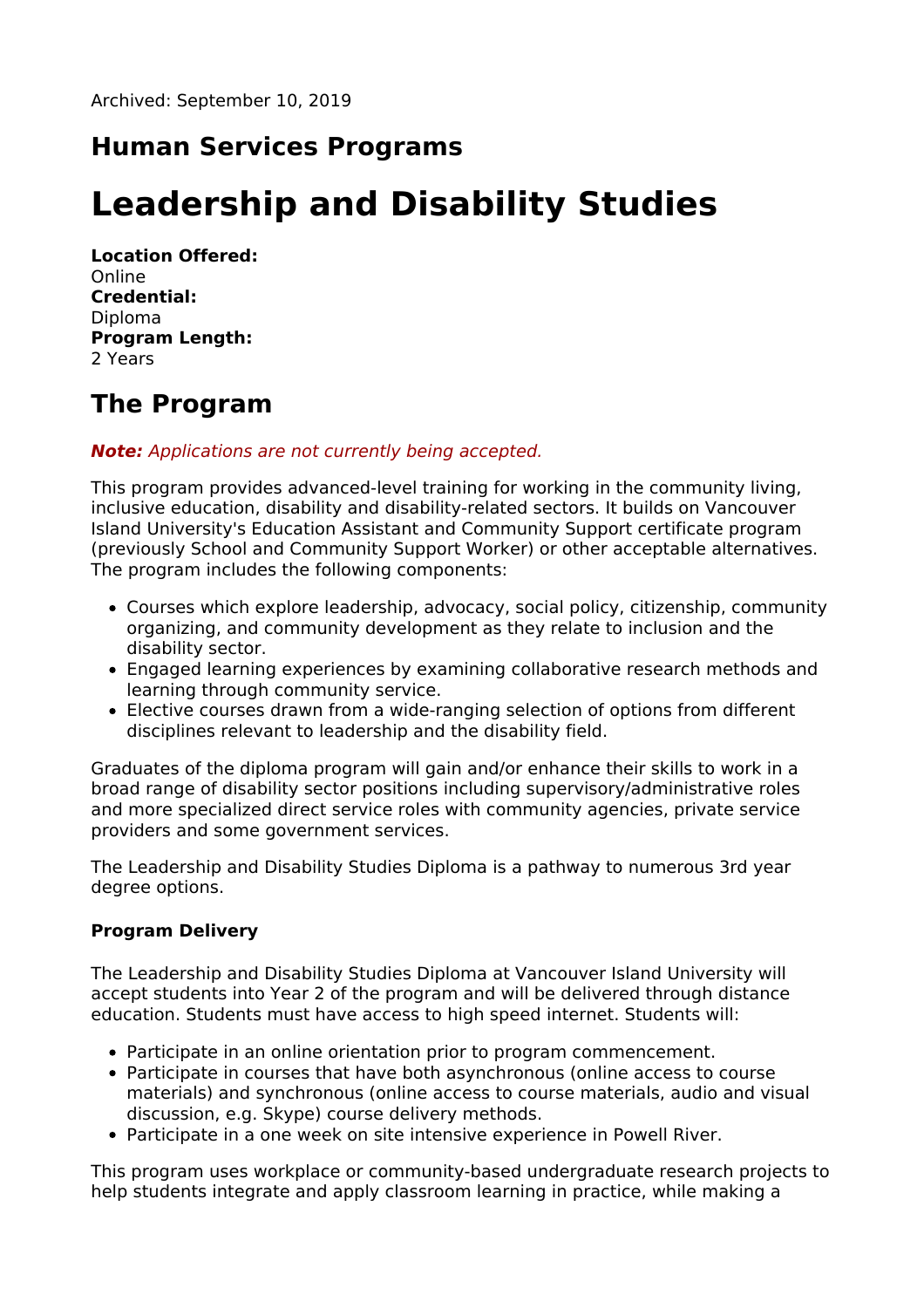Archived: September 10, 2019

## Human Services Programs

# Leadership and Disability Studies

**Location Offered:**
Online
**Credential:**
Diploma
**Program Length:**
2 Years

## The Program

***Note:*** *Applications are not currently being accepted.*

This program provides advanced-level training for working in the community living, inclusive education, disability and disability-related sectors. It builds on Vancouver Island University's Education Assistant and Community Support certificate program (previously School and Community Support Worker) or other acceptable alternatives. The program includes the following components:

- Courses which explore leadership, advocacy, social policy, citizenship, community organizing, and community development as they relate to inclusion and the disability sector.
- Engaged learning experiences by examining collaborative research methods and learning through community service.
- Elective courses drawn from a wide-ranging selection of options from different disciplines relevant to leadership and the disability field.

Graduates of the diploma program will gain and/or enhance their skills to work in a broad range of disability sector positions including supervisory/administrative roles and more specialized direct service roles with community agencies, private service providers and some government services.

The Leadership and Disability Studies Diploma is a pathway to numerous 3rd year degree options.

#### Program Delivery

The Leadership and Disability Studies Diploma at Vancouver Island University will accept students into Year 2 of the program and will be delivered through distance education. Students must have access to high speed internet. Students will:

- Participate in an online orientation prior to program commencement.
- Participate in courses that have both asynchronous (online access to course materials) and synchronous (online access to course materials, audio and visual discussion, e.g. Skype) course delivery methods.
- Participate in a one week on site intensive experience in Powell River.

This program uses workplace or community-based undergraduate research projects to help students integrate and apply classroom learning in practice, while making a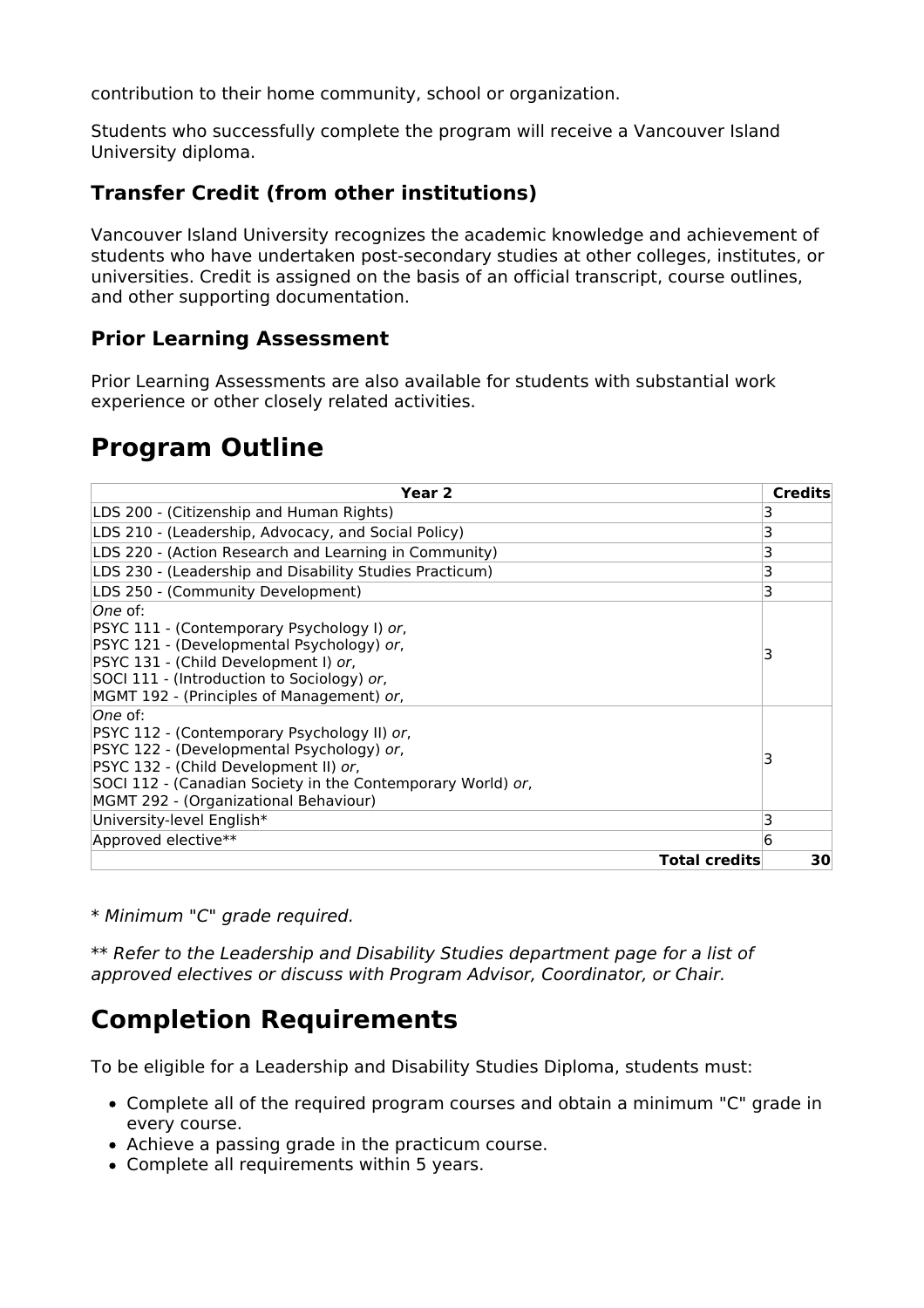contribution to their home community, school or organization.

Students who successfully complete the program will receive a Vancouver Island University diploma.

### Transfer Credit (from other institutions)

Vancouver Island University recognizes the academic knowledge and achievement of students who have undertaken post-secondary studies at other colleges, institutes, or universities. Credit is assigned on the basis of an official transcript, course outlines, and other supporting documentation.

### Prior Learning Assessment

Prior Learning Assessments are also available for students with substantial work experience or other closely related activities.

## Program Outline

| Year 2 | Credits |
|---|---|
| LDS 200 - (Citizenship and Human Rights) | 3 |
| LDS 210 - (Leadership, Advocacy, and Social Policy) | 3 |
| LDS 220 - (Action Research and Learning in Community) | 3 |
| LDS 230 - (Leadership and Disability Studies Practicum) | 3 |
| LDS 250 - (Community Development) | 3 |
| *One* of:<br>PSYC 111 - (Contemporary Psychology I) *or*,<br>PSYC 121 - (Developmental Psychology) *or*,<br>PSYC 131 - (Child Development I) *or*,<br>SOCI 111 - (Introduction to Sociology) *or*,<br>MGMT 192 - (Principles of Management) *or*, | 3 |
| *One* of:<br>PSYC 112 - (Contemporary Psychology II) *or*,<br>PSYC 122 - (Developmental Psychology) *or*,<br>PSYC 132 - (Child Development II) *or*,<br>SOCI 112 - (Canadian Society in the Contemporary World) *or*,<br>MGMT 292 - (Organizational Behaviour) | 3 |
| University-level English* | 3 |
| Approved elective** | 6 |
| **Total credits** | **30** |

* *Minimum "C" grade required.*

** *Refer to the Leadership and Disability Studies department page for a list of approved electives or discuss with Program Advisor, Coordinator, or Chair.*

## Completion Requirements

To be eligible for a Leadership and Disability Studies Diploma, students must:

- Complete all of the required program courses and obtain a minimum "C" grade in every course.
- Achieve a passing grade in the practicum course.
- Complete all requirements within 5 years.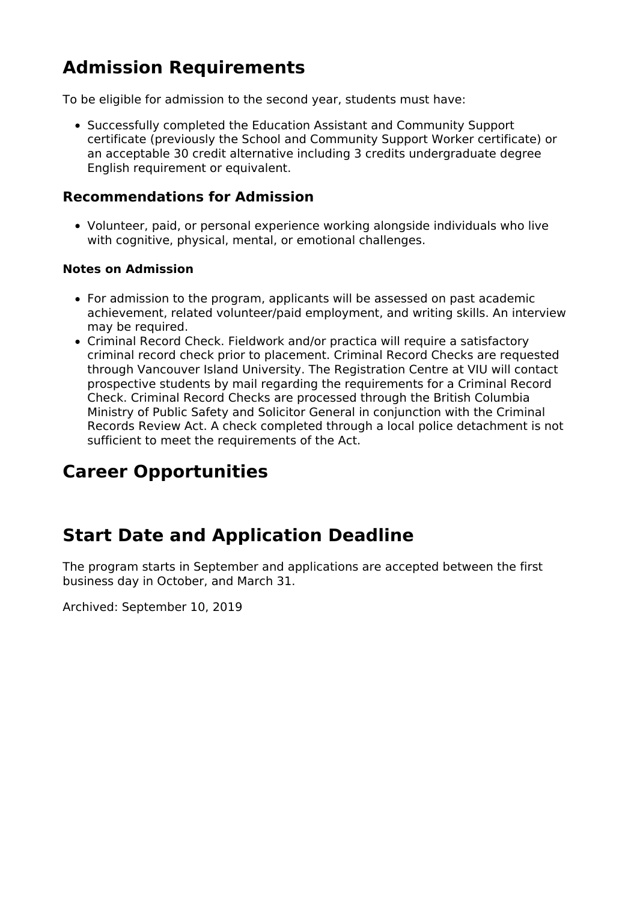## Admission Requirements

To be eligible for admission to the second year, students must have:

- Successfully completed the Education Assistant and Community Support certificate (previously the School and Community Support Worker certificate) or an acceptable 30 credit alternative including 3 credits undergraduate degree English requirement or equivalent.

### Recommendations for Admission

- Volunteer, paid, or personal experience working alongside individuals who live with cognitive, physical, mental, or emotional challenges.

#### Notes on Admission

- For admission to the program, applicants will be assessed on past academic achievement, related volunteer/paid employment, and writing skills. An interview may be required.
- Criminal Record Check. Fieldwork and/or practica will require a satisfactory criminal record check prior to placement. Criminal Record Checks are requested through Vancouver Island University. The Registration Centre at VIU will contact prospective students by mail regarding the requirements for a Criminal Record Check. Criminal Record Checks are processed through the British Columbia Ministry of Public Safety and Solicitor General in conjunction with the Criminal Records Review Act. A check completed through a local police detachment is not sufficient to meet the requirements of the Act.

## Career Opportunities

## Start Date and Application Deadline

The program starts in September and applications are accepted between the first business day in October, and March 31.

Archived: September 10, 2019